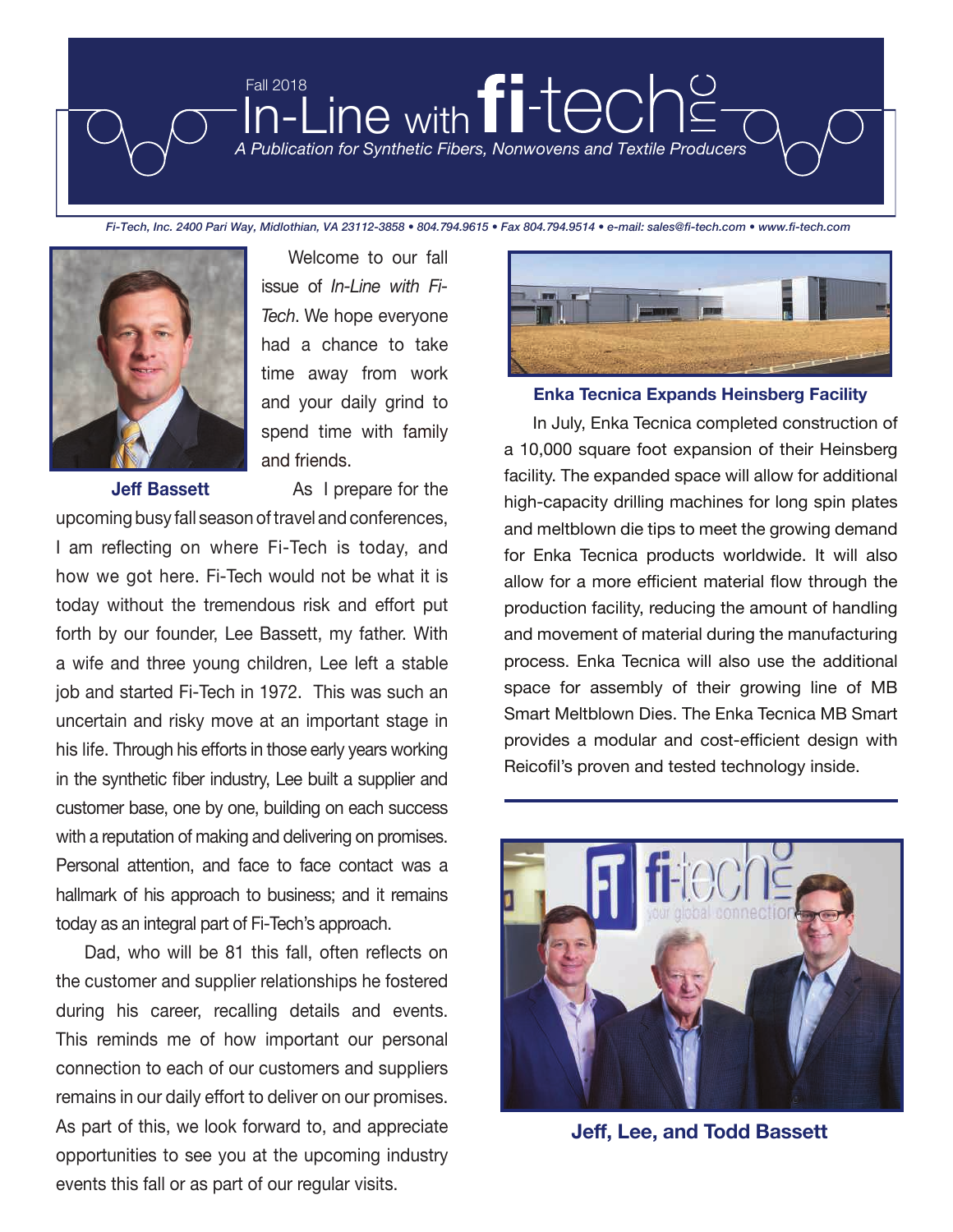Fall 2018

# In-Line with fi-tech inc

*A Publication for Synthetic Fibers, Nonwovens and Textile Producers*

*Fi-Tech, Inc. 2400 Pari Way, Midlothian, VA 23112-3858 • 804.794.9615 • Fax 804.794.9514 • e-mail: sales@fi-tech.com • www.fi-tech.com*

**Jeff Bassett**

Welcome to our fall issue of *In-Line with Fi-Tech*. We hope everyone had a chance to take time away from work and your daily grind to spend time with family and friends.

As I prepare for the upcoming busy fall season of travel and conferences, I am reflecting on where Fi-Tech is today, and how we got here. Fi-Tech would not be what it is today without the tremendous risk and effort put forth by our founder, Lee Bassett, my father. With a wife and three young children, Lee left a stable job and started Fi-Tech in 1972. This was such an uncertain and risky move at an important stage in his life. Through his efforts in those early years working in the synthetic fiber industry, Lee built a supplier and customer base, one by one, building on each success with a reputation of making and delivering on promises. Personal attention, and face to face contact was a hallmark of his approach to business; and it remains today as an integral part of Fi-Tech's approach.

Dad, who will be 81 this fall, often reflects on the customer and supplier relationships he fostered during his career, recalling details and events. This reminds me of how important our personal connection to each of our customers and suppliers remains in our daily effort to deliver on our promises. As part of this, we look forward to, and appreciate opportunities to see you at the upcoming industry events this fall or as part of our regular visits.

## Enka Tecnica Expands Heinsberg Facility

In July, Enka Tecnica completed construction of a 10,000 square foot expansion of their Heinsberg facility. The expanded space will allow for additional high-capacity drilling machines for long spin plates and meltblown die tips to meet the growing demand for Enka Tecnica products worldwide. It will also allow for a more efficient material flow through the production facility, reducing the amount of handling and movement of material during the manufacturing process. Enka Tecnica will also use the additional space for assembly of their growing line of MB Smart Meltblown Dies. The Enka Tecnica MB Smart provides a modular and cost-efficient design with Reicofil's proven and tested technology inside.

---

**Jeff, Lee, and Todd Bassett**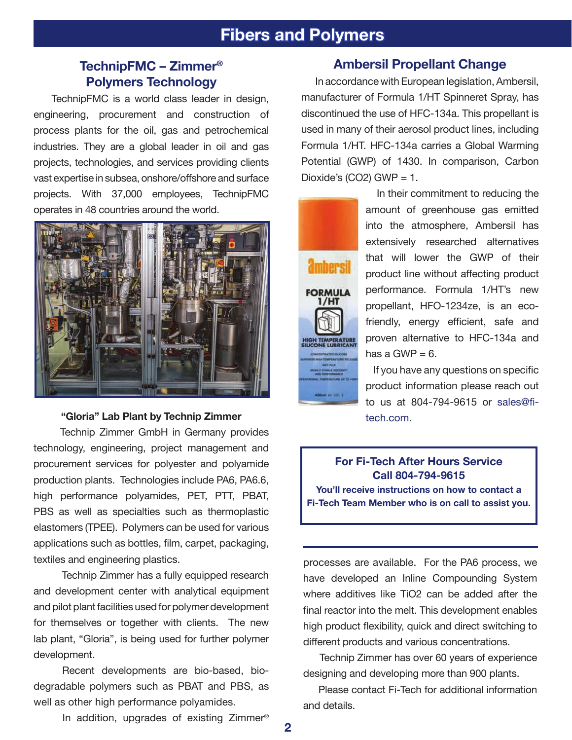# Fibers and Polymers

## TechnipFMC – Zimmer® Polymers Technology

TechnipFMC is a world class leader in design, engineering, procurement and construction of process plants for the oil, gas and petrochemical industries. They are a global leader in oil and gas projects, technologies, and services providing clients vast expertise in subsea, onshore/offshore and surface projects. With 37,000 employees, TechnipFMC operates in 48 countries around the world.

**"Gloria" Lab Plant by Technip Zimmer**

Technip Zimmer GmbH in Germany provides technology, engineering, project management and procurement services for polyester and polyamide production plants. Technologies include PA6, PA6.6, high performance polyamides, PET, PTT, PBAT, PBS as well as specialties such as thermoplastic elastomers (TPEE). Polymers can be used for various applications such as bottles, film, carpet, packaging, textiles and engineering plastics.

Technip Zimmer has a fully equipped research and development center with analytical equipment and pilot plant facilities used for polymer development for themselves or together with clients. The new lab plant, "Gloria", is being used for further polymer development.

Recent developments are bio-based, bio-degradable polymers such as PBAT and PBS, as well as other high performance polyamides.

In addition, upgrades of existing Zimmer® processes are available. For the PA6 process, we have developed an Inline Compounding System where additives like $TiO_2$ can be added after the final reactor into the melt. This development enables high product flexibility, quick and direct switching to different products and various concentrations.

Technip Zimmer has over 60 years of experience designing and developing more than 900 plants.

Please contact Fi-Tech for additional information and details.

## Ambersil Propellant Change

In accordance with European legislation, Ambersil, manufacturer of Formula 1/HT Spinneret Spray, has discontinued the use of HFC-134a. This propellant is used in many of their aerosol product lines, including Formula 1/HT. HFC-134a carries a Global Warming Potential (GWP) of 1430. In comparison, Carbon Dioxide's ($CO_2$) GWP = 1.

In their commitment to reducing the amount of greenhouse gas emitted into the atmosphere, Ambersil has extensively researched alternatives that will lower the GWP of their product line without affecting product performance. Formula 1/HT's new propellant, HFO-1234ze, is an eco-friendly, energy efficient, safe and proven alternative to HFC-134a and has a GWP = 6.

If you have any questions on specific product information please reach out to us at 804-794-9615 or sales@fi-tech.com.

**For Fi-Tech After Hours Service**
**Call 804-794-9615**
**You'll receive instructions on how to contact a Fi-Tech Team Member who is on call to assist you.**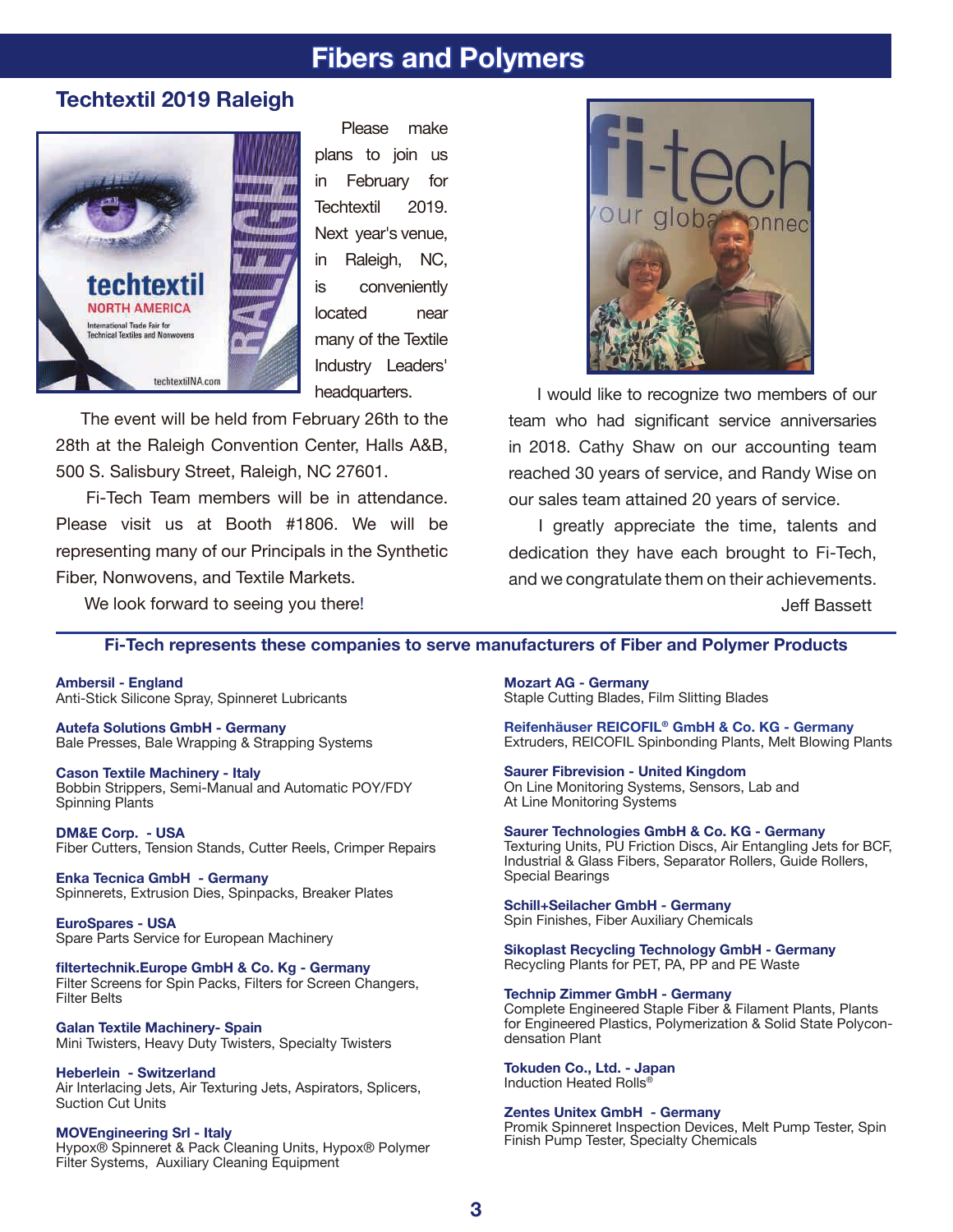# Fibers and Polymers

## Techtextil 2019 Raleigh

Please make plans to join us in February for Techtextil 2019. Next year's venue, in Raleigh, NC, is conveniently located near many of the Textile Industry Leaders' headquarters.

The event will be held from February 26th to the 28th at the Raleigh Convention Center, Halls A&B, 500 S. Salisbury Street, Raleigh, NC 27601.

Fi-Tech Team members will be in attendance. Please visit us at Booth #1806. We will be representing many of our Principals in the Synthetic Fiber, Nonwovens, and Textile Markets.

We look forward to seeing you there!

I would like to recognize two members of our team who had significant service anniversaries in 2018. Cathy Shaw on our accounting team reached 30 years of service, and Randy Wise on our sales team attained 20 years of service.

I greatly appreciate the time, talents and dedication they have each brought to Fi-Tech, and we congratulate them on their achievements.

Jeff Bassett

### Fi-Tech represents these companies to serve manufacturers of Fiber and Polymer Products

**Ambersil - England**
Anti-Stick Silicone Spray, Spinneret Lubricants

**Autefa Solutions GmbH - Germany**
Bale Presses, Bale Wrapping & Strapping Systems

**Cason Textile Machinery - Italy**
Bobbin Strippers, Semi-Manual and Automatic POY/FDY Spinning Plants

**DM&E Corp. - USA**
Fiber Cutters, Tension Stands, Cutter Reels, Crimper Repairs

**Enka Tecnica GmbH - Germany**
Spinnerets, Extrusion Dies, Spinpacks, Breaker Plates

**EuroSpares - USA**
Spare Parts Service for European Machinery

**filtertechnik.Europe GmbH & Co. Kg - Germany**
Filter Screens for Spin Packs, Filters for Screen Changers, Filter Belts

**Galan Textile Machinery- Spain**
Mini Twisters, Heavy Duty Twisters, Specialty Twisters

**Heberlein - Switzerland**
Air Interlacing Jets, Air Texturing Jets, Aspirators, Splicers, Suction Cut Units

**MOVEngineering Srl - Italy**
Hypox® Spinneret & Pack Cleaning Units, Hypox® Polymer Filter Systems, Auxiliary Cleaning Equipment

**Mozart AG - Germany**
Staple Cutting Blades, Film Slitting Blades

**Reifenhäuser REICOFIL® GmbH & Co. KG - Germany**
Extruders, REICOFIL Spinbonding Plants, Melt Blowing Plants

**Saurer Fibrevision - United Kingdom**
On Line Monitoring Systems, Sensors, Lab and At Line Monitoring Systems

**Saurer Technologies GmbH & Co. KG - Germany**
Texturing Units, PU Friction Discs, Air Entangling Jets for BCF, Industrial & Glass Fibers, Separator Rollers, Guide Rollers, Special Bearings

**Schill+Seilacher GmbH - Germany**
Spin Finishes, Fiber Auxiliary Chemicals

**Sikoplast Recycling Technology GmbH - Germany**
Recycling Plants for PET, PA, PP and PE Waste

**Technip Zimmer GmbH - Germany**
Complete Engineered Staple Fiber & Filament Plants, Plants for Engineered Plastics, Polymerization & Solid State Polycondensation Plant

**Tokuden Co., Ltd. - Japan**
Induction Heated Rolls®

**Zentes Unitex GmbH - Germany**
Promik Spinneret Inspection Devices, Melt Pump Tester, Spin Finish Pump Tester, Specialty Chemicals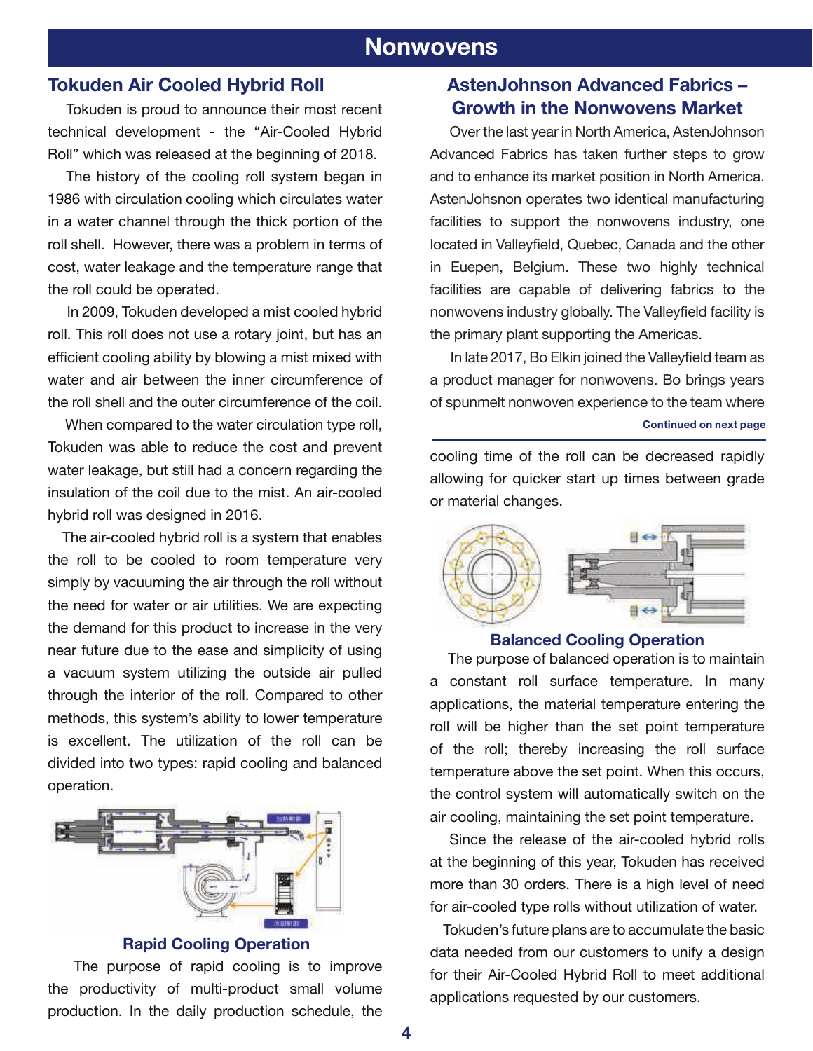# Nonwovens

## Tokuden Air Cooled Hybrid Roll

Tokuden is proud to announce their most recent technical development - the "Air-Cooled Hybrid Roll" which was released at the beginning of 2018.

The history of the cooling roll system began in 1986 with circulation cooling which circulates water in a water channel through the thick portion of the roll shell. However, there was a problem in terms of cost, water leakage and the temperature range that the roll could be operated.

In 2009, Tokuden developed a mist cooled hybrid roll. This roll does not use a rotary joint, but has an efficient cooling ability by blowing a mist mixed with water and air between the inner circumference of the roll shell and the outer circumference of the coil.

When compared to the water circulation type roll, Tokuden was able to reduce the cost and prevent water leakage, but still had a concern regarding the insulation of the coil due to the mist. An air-cooled hybrid roll was designed in 2016.

The air-cooled hybrid roll is a system that enables the roll to be cooled to room temperature very simply by vacuuming the air through the roll without the need for water or air utilities. We are expecting the demand for this product to increase in the very near future due to the ease and simplicity of using a vacuum system utilizing the outside air pulled through the interior of the roll. Compared to other methods, this system's ability to lower temperature is excellent. The utilization of the roll can be divided into two types: rapid cooling and balanced operation.

### Rapid Cooling Operation

The purpose of rapid cooling is to improve the productivity of multi-product small volume production. In the daily production schedule, the cooling time of the roll can be decreased rapidly allowing for quicker start up times between grade or material changes.

### Balanced Cooling Operation

The purpose of balanced operation is to maintain a constant roll surface temperature. In many applications, the material temperature entering the roll will be higher than the set point temperature of the roll; thereby increasing the roll surface temperature above the set point. When this occurs, the control system will automatically switch on the air cooling, maintaining the set point temperature.

Since the release of the air-cooled hybrid rolls at the beginning of this year, Tokuden has received more than 30 orders. There is a high level of need for air-cooled type rolls without utilization of water.

Tokuden's future plans are to accumulate the basic data needed from our customers to unify a design for their Air-Cooled Hybrid Roll to meet additional applications requested by our customers.

## AstenJohnson Advanced Fabrics – Growth in the Nonwovens Market

Over the last year in North America, AstenJohnson Advanced Fabrics has taken further steps to grow and to enhance its market position in North America. AstenJohsnon operates two identical manufacturing facilities to support the nonwovens industry, one located in Valleyfield, Quebec, Canada and the other in Euepen, Belgium. These two highly technical facilities are capable of delivering fabrics to the nonwovens industry globally. The Valleyfield facility is the primary plant supporting the Americas.

In late 2017, Bo Elkin joined the Valleyfield team as a product manager for nonwovens. Bo brings years of spunmelt nonwoven experience to the team where

**Continued on next page**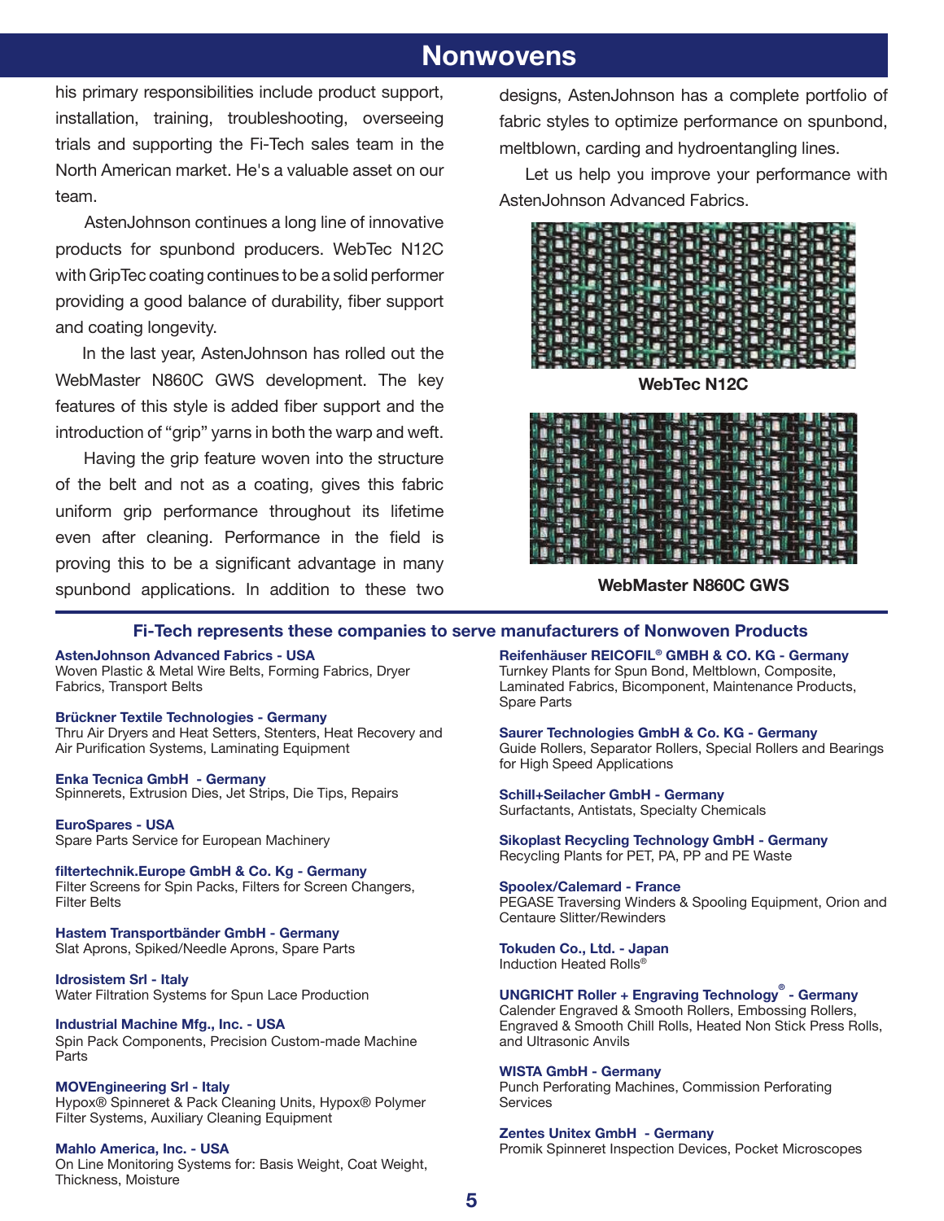# Nonwovens

his primary responsibilities include product support, installation, training, troubleshooting, overseeing trials and supporting the Fi-Tech sales team in the North American market. He's a valuable asset on our team.

AstenJohnson continues a long line of innovative products for spunbond producers. WebTec N12C with GripTec coating continues to be a solid performer providing a good balance of durability, fiber support and coating longevity.

In the last year, AstenJohnson has rolled out the WebMaster N860C GWS development. The key features of this style is added fiber support and the introduction of "grip" yarns in both the warp and weft.

Having the grip feature woven into the structure of the belt and not as a coating, gives this fabric uniform grip performance throughout its lifetime even after cleaning. Performance in the field is proving this to be a significant advantage in many spunbond applications. In addition to these two designs, AstenJohnson has a complete portfolio of fabric styles to optimize performance on spunbond, meltblown, carding and hydroentangling lines.

Let us help you improve your performance with AstenJohnson Advanced Fabrics.

**WebTec N12C**

**WebMaster N860C GWS**

## Fi-Tech represents these companies to serve manufacturers of Nonwoven Products

**AstenJohnson Advanced Fabrics - USA**
Woven Plastic & Metal Wire Belts, Forming Fabrics, Dryer Fabrics, Transport Belts

**Brückner Textile Technologies - Germany**
Thru Air Dryers and Heat Setters, Stenters, Heat Recovery and Air Purification Systems, Laminating Equipment

**Enka Tecnica GmbH - Germany**
Spinnerets, Extrusion Dies, Jet Strips, Die Tips, Repairs

**EuroSpares - USA**
Spare Parts Service for European Machinery

**filtertechnik.Europe GmbH & Co. Kg - Germany**
Filter Screens for Spin Packs, Filters for Screen Changers, Filter Belts

**Hastem Transportbänder GmbH - Germany**
Slat Aprons, Spiked/Needle Aprons, Spare Parts

**Idrosistem Srl - Italy**
Water Filtration Systems for Spun Lace Production

**Industrial Machine Mfg., Inc. - USA**
Spin Pack Components, Precision Custom-made Machine Parts

**MOVEngineering Srl - Italy**
Hypox® Spinneret & Pack Cleaning Units, Hypox® Polymer Filter Systems, Auxiliary Cleaning Equipment

**Mahlo America, Inc. - USA**
On Line Monitoring Systems for: Basis Weight, Coat Weight, Thickness, Moisture

**Reifenhäuser REICOFIL® GMBH & CO. KG - Germany**
Turnkey Plants for Spun Bond, Meltblown, Composite, Laminated Fabrics, Bicomponent, Maintenance Products, Spare Parts

**Saurer Technologies GmbH & Co. KG - Germany**
Guide Rollers, Separator Rollers, Special Rollers and Bearings for High Speed Applications

**Schill+Seilacher GmbH - Germany**
Surfactants, Antistats, Specialty Chemicals

**Sikoplast Recycling Technology GmbH - Germany**
Recycling Plants for PET, PA, PP and PE Waste

**Spoolex/Calemard - France**
PEGASE Traversing Winders & Spooling Equipment, Orion and Centaure Slitter/Rewinders

**Tokuden Co., Ltd. - Japan**
Induction Heated Rolls®

**UNGRICHT Roller + Engraving Technology® - Germany**
Calender Engraved & Smooth Rollers, Embossing Rollers, Engraved & Smooth Chill Rolls, Heated Non Stick Press Rolls, and Ultrasonic Anvils

**WISTA GmbH - Germany**
Punch Perforating Machines, Commission Perforating Services

**Zentes Unitex GmbH - Germany**
Promik Spinneret Inspection Devices, Pocket Microscopes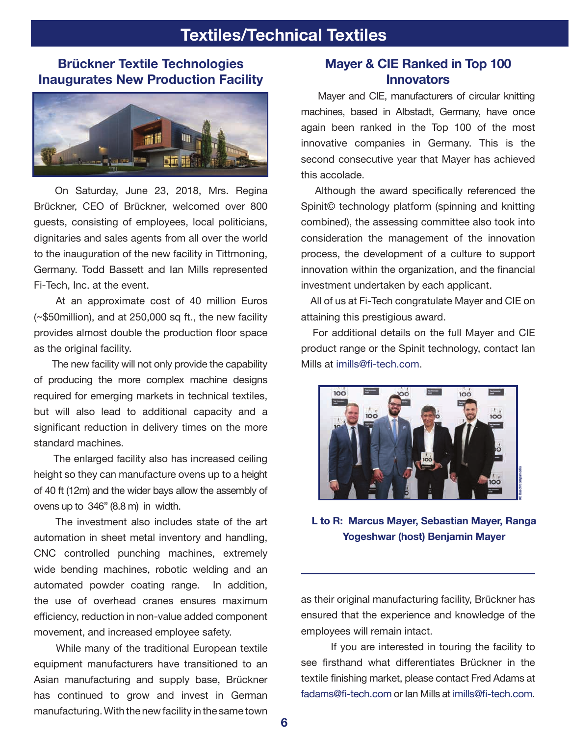# Textiles/Technical Textiles

## Brückner Textile Technologies Inaugurates New Production Facility

On Saturday, June 23, 2018, Mrs. Regina Brückner, CEO of Brückner, welcomed over 800 guests, consisting of employees, local politicians, dignitaries and sales agents from all over the world to the inauguration of the new facility in Tittmoning, Germany. Todd Bassett and Ian Mills represented Fi-Tech, Inc. at the event.

At an approximate cost of 40 million Euros (~$50million), and at 250,000 sq ft., the new facility provides almost double the production floor space as the original facility.

The new facility will not only provide the capability of producing the more complex machine designs required for emerging markets in technical textiles, but will also lead to additional capacity and a significant reduction in delivery times on the more standard machines.

The enlarged facility also has increased ceiling height so they can manufacture ovens up to a height of 40 ft (12m) and the wider bays allow the assembly of ovens up to 346" (8.8 m) in width.

The investment also includes state of the art automation in sheet metal inventory and handling, CNC controlled punching machines, extremely wide bending machines, robotic welding and an automated powder coating range. In addition, the use of overhead cranes ensures maximum efficiency, reduction in non-value added component movement, and increased employee safety.

While many of the traditional European textile equipment manufacturers have transitioned to an Asian manufacturing and supply base, Brückner has continued to grow and invest in German manufacturing. With the new facility in the same town as their original manufacturing facility, Brückner has ensured that the experience and knowledge of the employees will remain intact.

If you are interested in touring the facility to see firsthand what differentiates Brückner in the textile finishing market, please contact Fred Adams at fadams@fi-tech.com or Ian Mills at imills@fi-tech.com.

## Mayer & CIE Ranked in Top 100 Innovators

Mayer and CIE, manufacturers of circular knitting machines, based in Albstadt, Germany, have once again been ranked in the Top 100 of the most innovative companies in Germany. This is the second consecutive year that Mayer has achieved this accolade.

Although the award specifically referenced the Spinit© technology platform (spinning and knitting combined), the assessing committee also took into consideration the management of the innovation process, the development of a culture to support innovation within the organization, and the financial investment undertaken by each applicant.

All of us at Fi-Tech congratulate Mayer and CIE on attaining this prestigious award.

For additional details on the full Mayer and CIE product range or the Spinit technology, contact Ian Mills at imills@fi-tech.com.

**L to R: Marcus Mayer, Sebastian Mayer, Ranga Yogeshwar (host) Benjamin Mayer**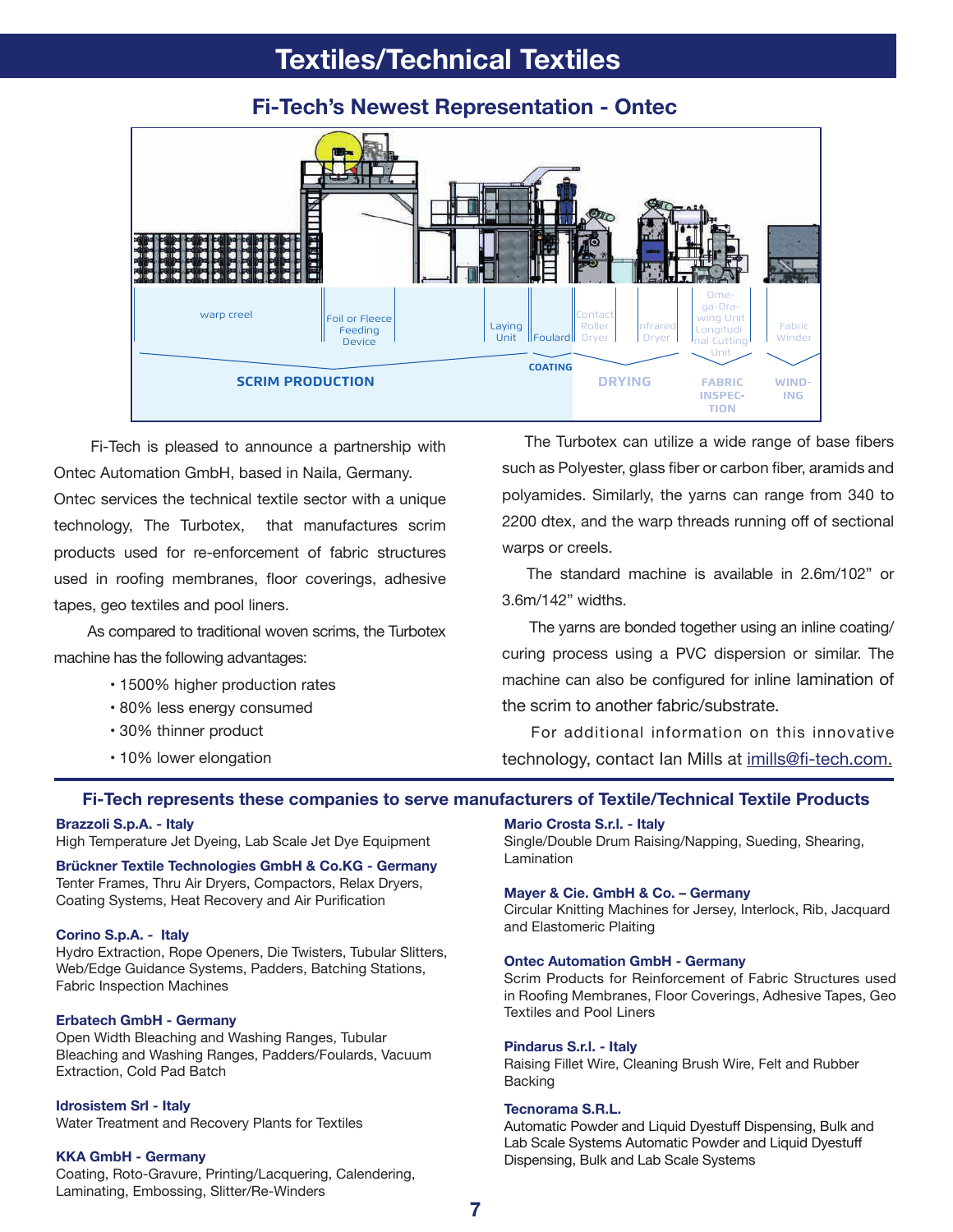# Textiles/Technical Textiles

## Fi-Tech's Newest Representation - Ontec

warp creel | Foil or Fleece Feeding Device | Laying Unit | Foulard | Contact Roller Dryer | Infrared Dryer | Omega-Drawing Unit Longitudinal Cutting Unit | Fabric Winder

SCRIM PRODUCTION | COATING | DRYING | FABRIC INSPECTION | WINDING

Fi-Tech is pleased to announce a partnership with Ontec Automation GmbH, based in Naila, Germany. Ontec services the technical textile sector with a unique technology, The Turbotex, that manufactures scrim products used for re-enforcement of fabric structures used in roofing membranes, floor coverings, adhesive tapes, geo textiles and pool liners.

As compared to traditional woven scrims, the Turbotex machine has the following advantages:

- 1500% higher production rates
- 80% less energy consumed
- 30% thinner product
- 10% lower elongation

The Turbotex can utilize a wide range of base fibers such as Polyester, glass fiber or carbon fiber, aramids and polyamides. Similarly, the yarns can range from 340 to 2200 dtex, and the warp threads running off of sectional warps or creels.

The standard machine is available in 2.6m/102" or 3.6m/142" widths.

The yarns are bonded together using an inline coating/curing process using a PVC dispersion or similar. The machine can also be configured for inline lamination of the scrim to another fabric/substrate.

For additional information on this innovative technology, contact Ian Mills at imills@fi-tech.com.

### Fi-Tech represents these companies to serve manufacturers of Textile/Technical Textile Products

**Brazzoli S.p.A. - Italy**
High Temperature Jet Dyeing, Lab Scale Jet Dye Equipment

**Brückner Textile Technologies GmbH & Co.KG - Germany**
Tenter Frames, Thru Air Dryers, Compactors, Relax Dryers, Coating Systems, Heat Recovery and Air Purification

**Corino S.p.A. - Italy**
Hydro Extraction, Rope Openers, Die Twisters, Tubular Slitters, Web/Edge Guidance Systems, Padders, Batching Stations, Fabric Inspection Machines

**Erbatech GmbH - Germany**
Open Width Bleaching and Washing Ranges, Tubular Bleaching and Washing Ranges, Padders/Foulards, Vacuum Extraction, Cold Pad Batch

**Idrosistem Srl - Italy**
Water Treatment and Recovery Plants for Textiles

**KKA GmbH - Germany**
Coating, Roto-Gravure, Printing/Lacquering, Calendering, Laminating, Embossing, Slitter/Re-Winders

**Mario Crosta S.r.l. - Italy**
Single/Double Drum Raising/Napping, Sueding, Shearing, Lamination

**Mayer & Cie. GmbH & Co. – Germany**
Circular Knitting Machines for Jersey, Interlock, Rib, Jacquard and Elastomeric Plaiting

**Ontec Automation GmbH - Germany**
Scrim Products for Reinforcement of Fabric Structures used in Roofing Membranes, Floor Coverings, Adhesive Tapes, Geo Textiles and Pool Liners

**Pindarus S.r.l. - Italy**
Raising Fillet Wire, Cleaning Brush Wire, Felt and Rubber Backing

**Tecnorama S.R.L.**
Automatic Powder and Liquid Dyestuff Dispensing, Bulk and Lab Scale Systems Automatic Powder and Liquid Dyestuff Dispensing, Bulk and Lab Scale Systems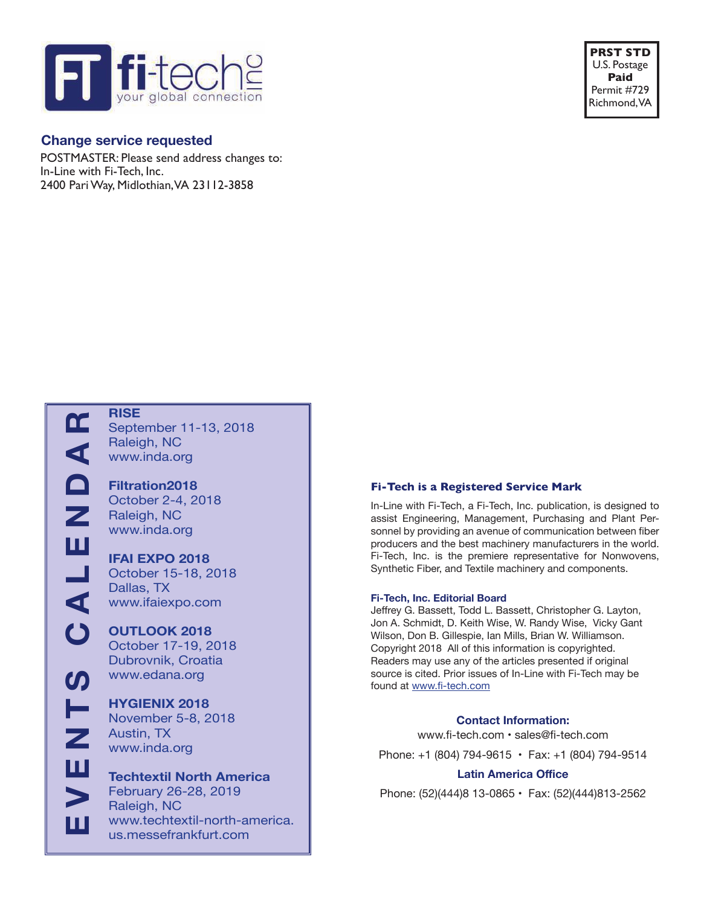fi-tech inc
your global connection

PRST STD
U.S. Postage
**Paid**
Permit #729
Richmond, VA

**Change service requested**

POSTMASTER: Please send address changes to:
In-Line with Fi-Tech, Inc.
2400 Pari Way, Midlothian, VA 23112-3858

## EVENTS CALENDAR

**RISE**
September 11-13, 2018
Raleigh, NC
www.inda.org

**Filtration2018**
October 2-4, 2018
Raleigh, NC
www.inda.org

**IFAI EXPO 2018**
October 15-18, 2018
Dallas, TX
www.ifaiexpo.com

**OUTLOOK 2018**
October 17-19, 2018
Dubrovnik, Croatia
www.edana.org

**HYGIENIX 2018**
November 5-8, 2018
Austin, TX
www.inda.org

**Techtextil North America**
February 26-28, 2019
Raleigh, NC
www.techtextil-north-america.us.messefrankfurt.com

**Fi-Tech is a Registered Service Mark**

In-Line with Fi-Tech, a Fi-Tech, Inc. publication, is designed to assist Engineering, Management, Purchasing and Plant Personnel by providing an avenue of communication between fiber producers and the best machinery manufacturers in the world. Fi-Tech, Inc. is the premiere representative for Nonwovens, Synthetic Fiber, and Textile machinery and components.

**Fi-Tech, Inc. Editorial Board**
Jeffrey G. Bassett, Todd L. Bassett, Christopher G. Layton, Jon A. Schmidt, D. Keith Wise, W. Randy Wise, Vicky Gant Wilson, Don B. Gillespie, Ian Mills, Brian W. Williamson.
Copyright 2018 All of this information is copyrighted.
Readers may use any of the articles presented if original source is cited. Prior issues of In-Line with Fi-Tech may be found at www.fi-tech.com

**Contact Information:**
www.fi-tech.com • sales@fi-tech.com
Phone: +1 (804) 794-9615 • Fax: +1 (804) 794-9514

**Latin America Office**
Phone: (52)(444)8 13-0865 • Fax: (52)(444)813-2562